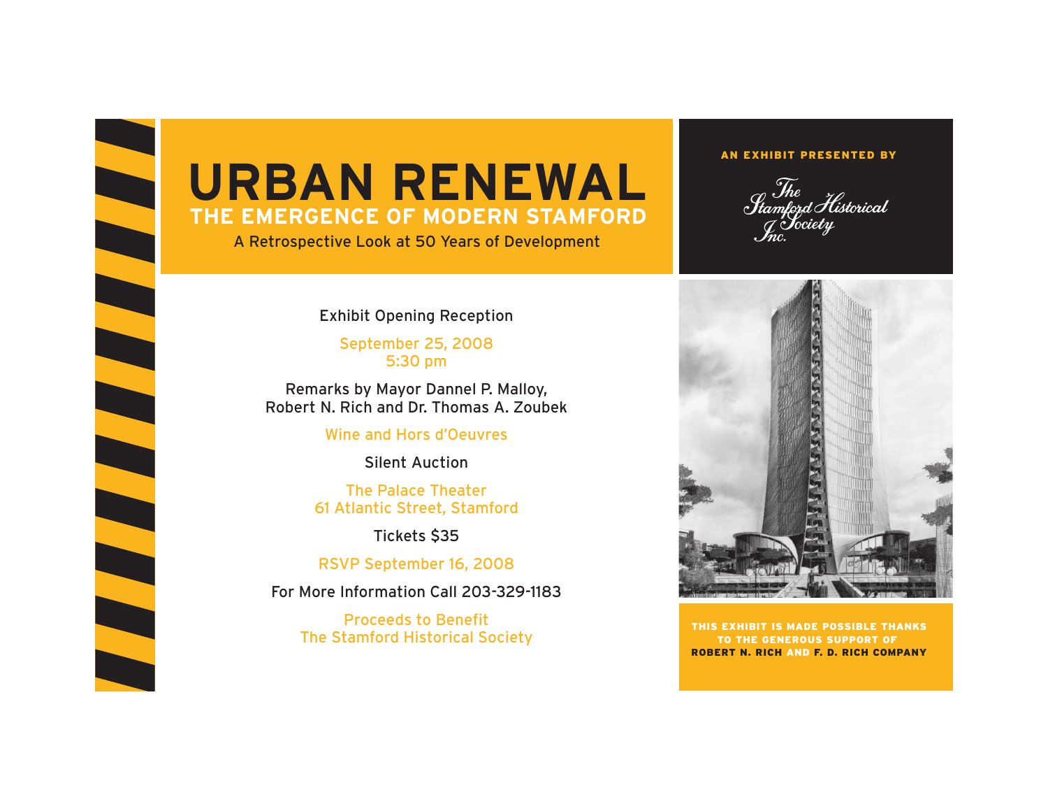# URBAN RENEWAL

## THE EMERGENCE OF MODERN STAMFORD

A Retrospective Look at 50 Years of Development

**AN EXHIBIT PRESENTED BY**

The Stamford Historical Society Inc.

Exhibit Opening Reception

September 25, 2008
5:30 pm

Remarks by Mayor Dannel P. Malloy,
Robert N. Rich and Dr. Thomas A. Zoubek

Wine and Hors d'Oeuvres

Silent Auction

The Palace Theater
61 Atlantic Street, Stamford

Tickets $35

RSVP September 16, 2008

For More Information Call 203-329-1183

Proceeds to Benefit
The Stamford Historical Society

**THIS EXHIBIT IS MADE POSSIBLE THANKS TO THE GENEROUS SUPPORT OF ROBERT N. RICH AND F. D. RICH COMPANY**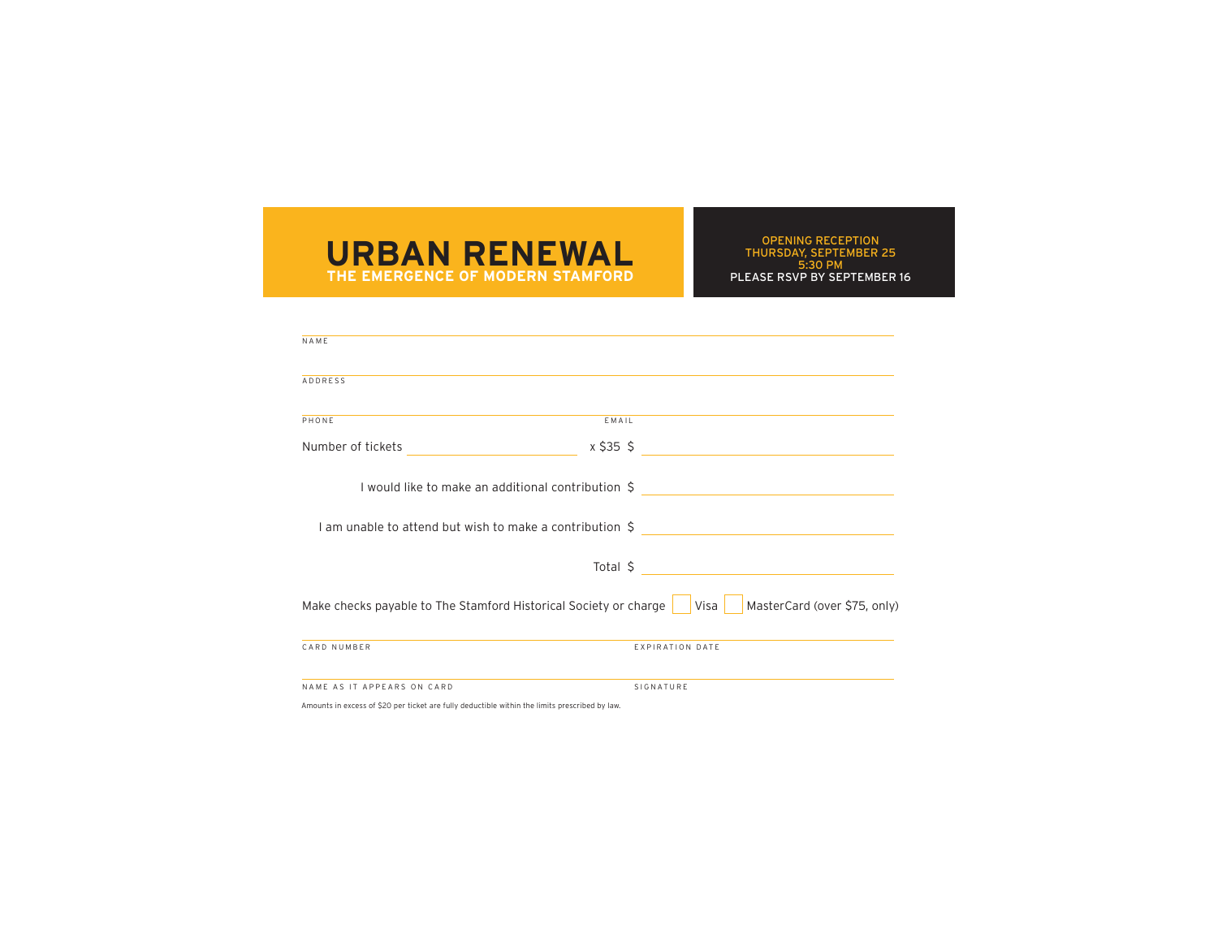# URBAN RENEWAL

## THE EMERGENCE OF MODERN STAMFORD

OPENING RECEPTION
THURSDAY, SEPTEMBER 25
5:30 PM
PLEASE RSVP BY SEPTEMBER 16

NAME

ADDRESS

PHONE EMAIL

Number of tickets ____________ x $35 $ ____________

I would like to make an additional contribution $ ____________

I am unable to attend but wish to make a contribution $ ____________

Total $ ____________

Make checks payable to The Stamford Historical Society or charge ☐ Visa ☐ MasterCard (over $75, only)

CARD NUMBER EXPIRATION DATE

NAME AS IT APPEARS ON CARD SIGNATURE

Amounts in excess of $20 per ticket are fully deductible within the limits prescribed by law.